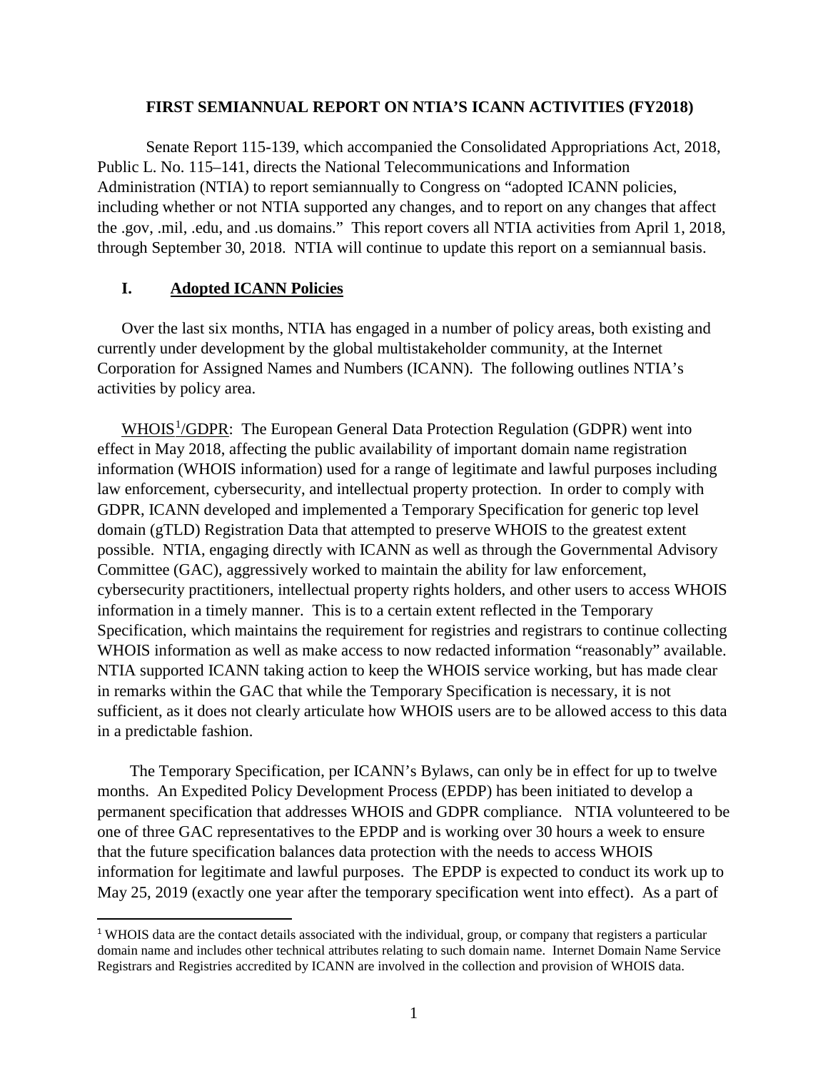# FIRST SEMIANNUAL REPORT ON NTIA'S ICANN ACTIVITIES (FY2018)

Senate Report 115-139, which accompanied the Consolidated Appropriations Act, 2018, Public L. No. 115–141, directs the National Telecommunications and Information Administration (NTIA) to report semiannually to Congress on "adopted ICANN policies, including whether or not NTIA supported any changes, and to report on any changes that affect the .gov, .mil, .edu, and .us domains." This report covers all NTIA activities from April 1, 2018, through September 30, 2018. NTIA will continue to update this report on a semiannual basis.

## I. Adopted ICANN Policies

Over the last six months, NTIA has engaged in a number of policy areas, both existing and currently under development by the global multistakeholder community, at the Internet Corporation for Assigned Names and Numbers (ICANN). The following outlines NTIA's activities by policy area.

WHOIS[1]/GDPR: The European General Data Protection Regulation (GDPR) went into effect in May 2018, affecting the public availability of important domain name registration information (WHOIS information) used for a range of legitimate and lawful purposes including law enforcement, cybersecurity, and intellectual property protection. In order to comply with GDPR, ICANN developed and implemented a Temporary Specification for generic top level domain (gTLD) Registration Data that attempted to preserve WHOIS to the greatest extent possible. NTIA, engaging directly with ICANN as well as through the Governmental Advisory Committee (GAC), aggressively worked to maintain the ability for law enforcement, cybersecurity practitioners, intellectual property rights holders, and other users to access WHOIS information in a timely manner. This is to a certain extent reflected in the Temporary Specification, which maintains the requirement for registries and registrars to continue collecting WHOIS information as well as make access to now redacted information "reasonably" available. NTIA supported ICANN taking action to keep the WHOIS service working, but has made clear in remarks within the GAC that while the Temporary Specification is necessary, it is not sufficient, as it does not clearly articulate how WHOIS users are to be allowed access to this data in a predictable fashion.

The Temporary Specification, per ICANN's Bylaws, can only be in effect for up to twelve months. An Expedited Policy Development Process (EPDP) has been initiated to develop a permanent specification that addresses WHOIS and GDPR compliance. NTIA volunteered to be one of three GAC representatives to the EPDP and is working over 30 hours a week to ensure that the future specification balances data protection with the needs to access WHOIS information for legitimate and lawful purposes. The EPDP is expected to conduct its work up to May 25, 2019 (exactly one year after the temporary specification went into effect). As a part of

[1] WHOIS data are the contact details associated with the individual, group, or company that registers a particular domain name and includes other technical attributes relating to such domain name. Internet Domain Name Service Registrars and Registries accredited by ICANN are involved in the collection and provision of WHOIS data.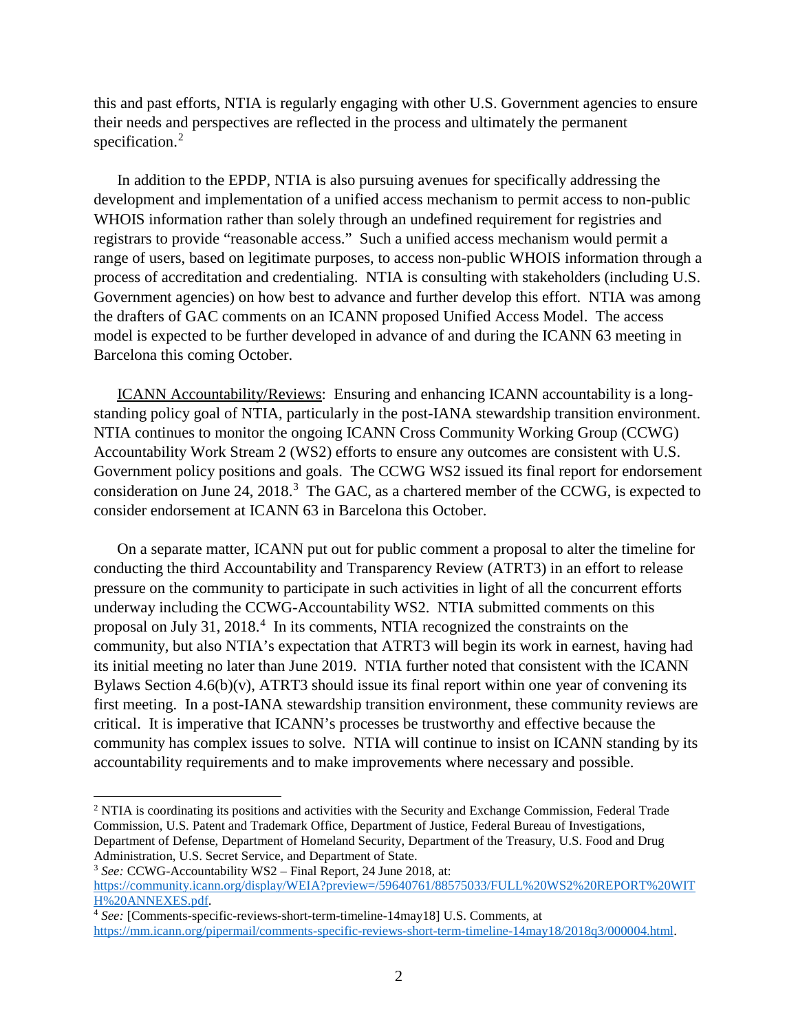this and past efforts, NTIA is regularly engaging with other U.S. Government agencies to ensure their needs and perspectives are reflected in the process and ultimately the permanent specification.[2]

In addition to the EPDP, NTIA is also pursuing avenues for specifically addressing the development and implementation of a unified access mechanism to permit access to non-public WHOIS information rather than solely through an undefined requirement for registries and registrars to provide "reasonable access." Such a unified access mechanism would permit a range of users, based on legitimate purposes, to access non-public WHOIS information through a process of accreditation and credentialing. NTIA is consulting with stakeholders (including U.S. Government agencies) on how best to advance and further develop this effort. NTIA was among the drafters of GAC comments on an ICANN proposed Unified Access Model. The access model is expected to be further developed in advance of and during the ICANN 63 meeting in Barcelona this coming October.

<u>ICANN Accountability/Reviews</u>: Ensuring and enhancing ICANN accountability is a long-standing policy goal of NTIA, particularly in the post-IANA stewardship transition environment. NTIA continues to monitor the ongoing ICANN Cross Community Working Group (CCWG) Accountability Work Stream 2 (WS2) efforts to ensure any outcomes are consistent with U.S. Government policy positions and goals. The CCWG WS2 issued its final report for endorsement consideration on June 24, 2018.[3] The GAC, as a chartered member of the CCWG, is expected to consider endorsement at ICANN 63 in Barcelona this October.

On a separate matter, ICANN put out for public comment a proposal to alter the timeline for conducting the third Accountability and Transparency Review (ATRT3) in an effort to release pressure on the community to participate in such activities in light of all the concurrent efforts underway including the CCWG-Accountability WS2. NTIA submitted comments on this proposal on July 31, 2018.[4] In its comments, NTIA recognized the constraints on the community, but also NTIA's expectation that ATRT3 will begin its work in earnest, having had its initial meeting no later than June 2019. NTIA further noted that consistent with the ICANN Bylaws Section 4.6(b)(v), ATRT3 should issue its final report within one year of convening its first meeting. In a post-IANA stewardship transition environment, these community reviews are critical. It is imperative that ICANN's processes be trustworthy and effective because the community has complex issues to solve. NTIA will continue to insist on ICANN standing by its accountability requirements and to make improvements where necessary and possible.

---

[2] NTIA is coordinating its positions and activities with the Security and Exchange Commission, Federal Trade Commission, U.S. Patent and Trademark Office, Department of Justice, Federal Bureau of Investigations, Department of Defense, Department of Homeland Security, Department of the Treasury, U.S. Food and Drug Administration, U.S. Secret Service, and Department of State.

[3] *See:* CCWG-Accountability WS2 – Final Report, 24 June 2018, at: https://community.icann.org/display/WEIA?preview=/59640761/88575033/FULL%20WS2%20REPORT%20WITH%20ANNEXES.pdf.

[4] *See:* [Comments-specific-reviews-short-term-timeline-14may18] U.S. Comments, at https://mm.icann.org/pipermail/comments-specific-reviews-short-term-timeline-14may18/2018q3/000004.html.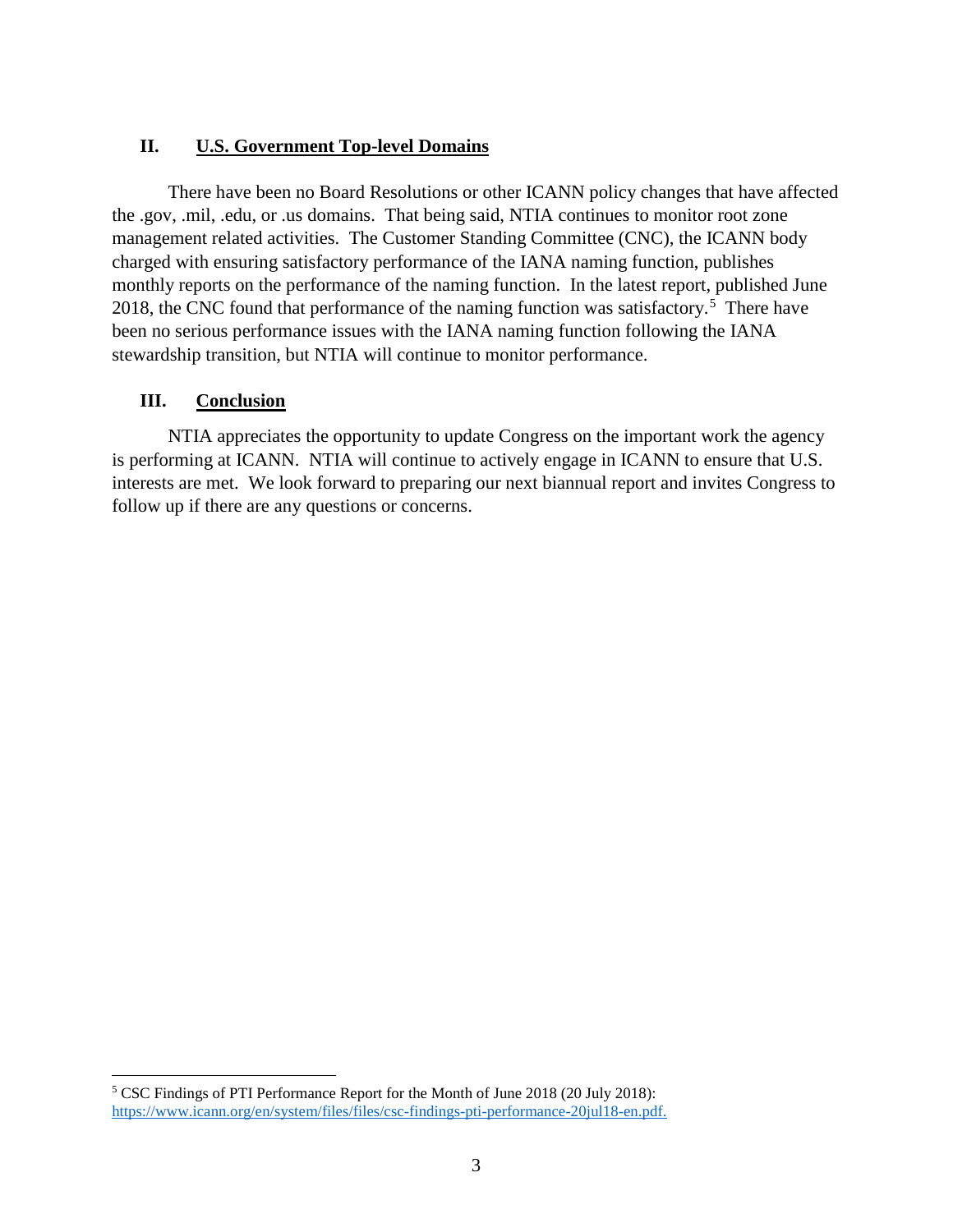## II. U.S. Government Top-level Domains

There have been no Board Resolutions or other ICANN policy changes that have affected the .gov, .mil, .edu, or .us domains. That being said, NTIA continues to monitor root zone management related activities. The Customer Standing Committee (CNC), the ICANN body charged with ensuring satisfactory performance of the IANA naming function, publishes monthly reports on the performance of the naming function. In the latest report, published June 2018, the CNC found that performance of the naming function was satisfactory.[5] There have been no serious performance issues with the IANA naming function following the IANA stewardship transition, but NTIA will continue to monitor performance.

## III. Conclusion

NTIA appreciates the opportunity to update Congress on the important work the agency is performing at ICANN. NTIA will continue to actively engage in ICANN to ensure that U.S. interests are met. We look forward to preparing our next biannual report and invites Congress to follow up if there are any questions or concerns.

---

[5] CSC Findings of PTI Performance Report for the Month of June 2018 (20 July 2018): https://www.icann.org/en/system/files/files/csc-findings-pti-performance-20jul18-en.pdf.